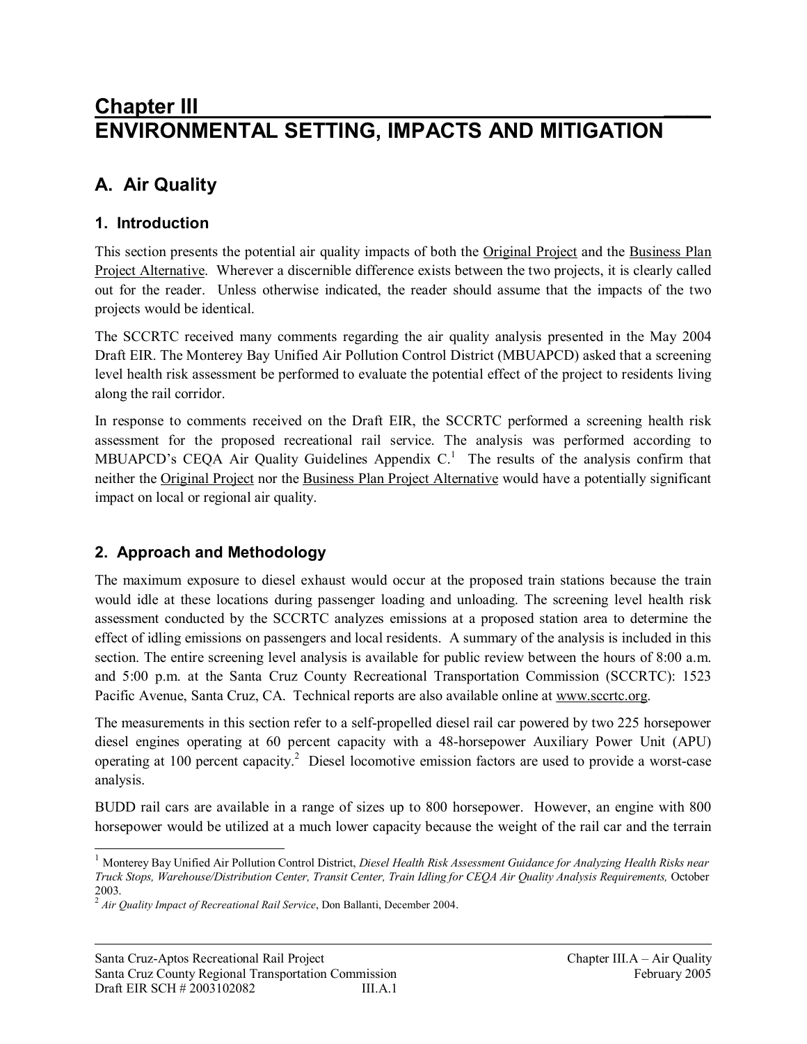# Chapter III
# ENVIRONMENTAL SETTING, IMPACTS AND MITIGATION

## A. Air Quality

### 1. Introduction

This section presents the potential air quality impacts of both the Original Project and the Business Plan Project Alternative. Wherever a discernible difference exists between the two projects, it is clearly called out for the reader. Unless otherwise indicated, the reader should assume that the impacts of the two projects would be identical.

The SCCRTC received many comments regarding the air quality analysis presented in the May 2004 Draft EIR. The Monterey Bay Unified Air Pollution Control District (MBUAPCD) asked that a screening level health risk assessment be performed to evaluate the potential effect of the project to residents living along the rail corridor.

In response to comments received on the Draft EIR, the SCCRTC performed a screening health risk assessment for the proposed recreational rail service. The analysis was performed according to MBUAPCD's CEQA Air Quality Guidelines Appendix C.[1] The results of the analysis confirm that neither the Original Project nor the Business Plan Project Alternative would have a potentially significant impact on local or regional air quality.

### 2. Approach and Methodology

The maximum exposure to diesel exhaust would occur at the proposed train stations because the train would idle at these locations during passenger loading and unloading. The screening level health risk assessment conducted by the SCCRTC analyzes emissions at a proposed station area to determine the effect of idling emissions on passengers and local residents. A summary of the analysis is included in this section. The entire screening level analysis is available for public review between the hours of 8:00 a.m. and 5:00 p.m. at the Santa Cruz County Recreational Transportation Commission (SCCRTC): 1523 Pacific Avenue, Santa Cruz, CA. Technical reports are also available online at www.sccrtc.org.

The measurements in this section refer to a self-propelled diesel rail car powered by two 225 horsepower diesel engines operating at 60 percent capacity with a 48-horsepower Auxiliary Power Unit (APU) operating at 100 percent capacity.[2] Diesel locomotive emission factors are used to provide a worst-case analysis.

BUDD rail cars are available in a range of sizes up to 800 horsepower. However, an engine with 800 horsepower would be utilized at a much lower capacity because the weight of the rail car and the terrain

---

[1] Monterey Bay Unified Air Pollution Control District, *Diesel Health Risk Assessment Guidance for Analyzing Health Risks near Truck Stops, Warehouse/Distribution Center, Transit Center, Train Idling for CEQA Air Quality Analysis Requirements,* October 2003.

[2] *Air Quality Impact of Recreational Rail Service*, Don Ballanti, December 2004.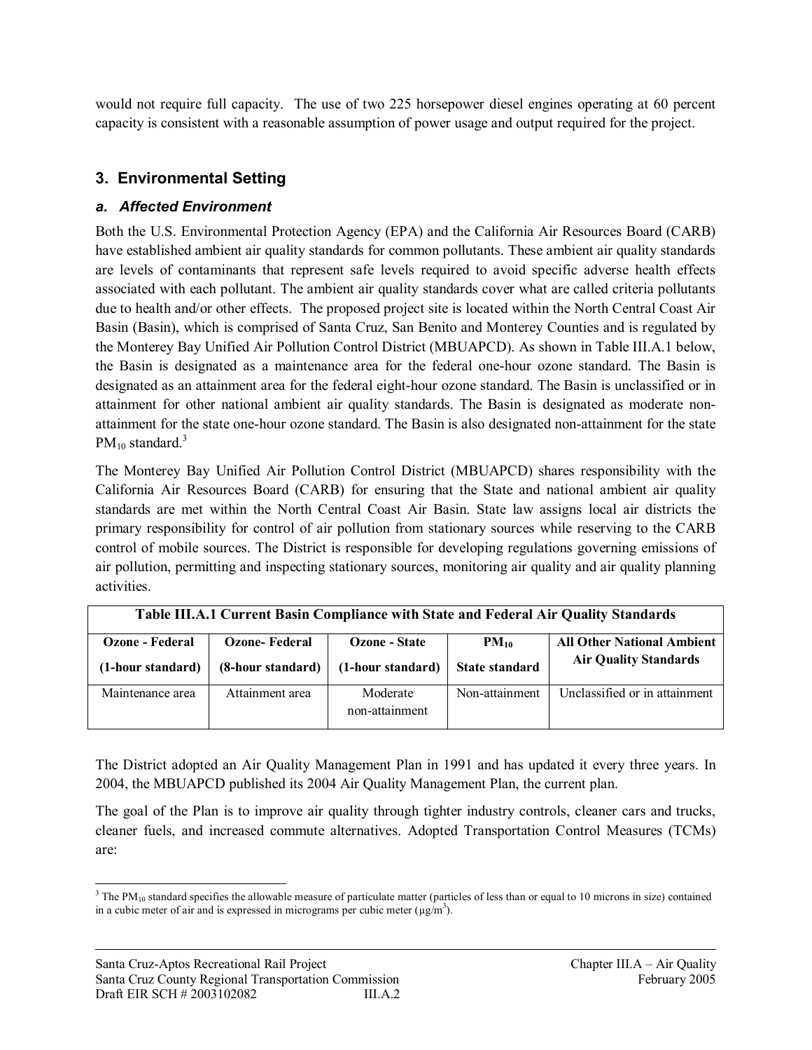would not require full capacity. The use of two 225 horsepower diesel engines operating at 60 percent capacity is consistent with a reasonable assumption of power usage and output required for the project.

## 3. Environmental Setting

### *a. Affected Environment*

Both the U.S. Environmental Protection Agency (EPA) and the California Air Resources Board (CARB) have established ambient air quality standards for common pollutants. These ambient air quality standards are levels of contaminants that represent safe levels required to avoid specific adverse health effects associated with each pollutant. The ambient air quality standards cover what are called criteria pollutants due to health and/or other effects. The proposed project site is located within the North Central Coast Air Basin (Basin), which is comprised of Santa Cruz, San Benito and Monterey Counties and is regulated by the Monterey Bay Unified Air Pollution Control District (MBUAPCD). As shown in Table III.A.1 below, the Basin is designated as a maintenance area for the federal one-hour ozone standard. The Basin is designated as an attainment area for the federal eight-hour ozone standard. The Basin is unclassified or in attainment for other national ambient air quality standards. The Basin is designated as moderate non-attainment for the state one-hour ozone standard. The Basin is also designated non-attainment for the state $PM_{10}$ standard.[3]

The Monterey Bay Unified Air Pollution Control District (MBUAPCD) shares responsibility with the California Air Resources Board (CARB) for ensuring that the State and national ambient air quality standards are met within the North Central Coast Air Basin. State law assigns local air districts the primary responsibility for control of air pollution from stationary sources while reserving to the CARB control of mobile sources. The District is responsible for developing regulations governing emissions of air pollution, permitting and inspecting stationary sources, monitoring air quality and air quality planning activities.

**Table III.A.1 Current Basin Compliance with State and Federal Air Quality Standards**

| Ozone - Federal (1-hour standard) | Ozone- Federal (8-hour standard) | Ozone - State (1-hour standard) | $PM_{10}$ State standard | All Other National Ambient Air Quality Standards |
|---|---|---|---|---|
| Maintenance area | Attainment area | Moderate non-attainment | Non-attainment | Unclassified or in attainment |

The District adopted an Air Quality Management Plan in 1991 and has updated it every three years. In 2004, the MBUAPCD published its 2004 Air Quality Management Plan, the current plan.

The goal of the Plan is to improve air quality through tighter industry controls, cleaner cars and trucks, cleaner fuels, and increased commute alternatives. Adopted Transportation Control Measures (TCMs) are:

---

[3] The $PM_{10}$ standard specifies the allowable measure of particulate matter (particles of less than or equal to 10 microns in size) contained in a cubic meter of air and is expressed in micrograms per cubic meter ($\mu g/m^3$).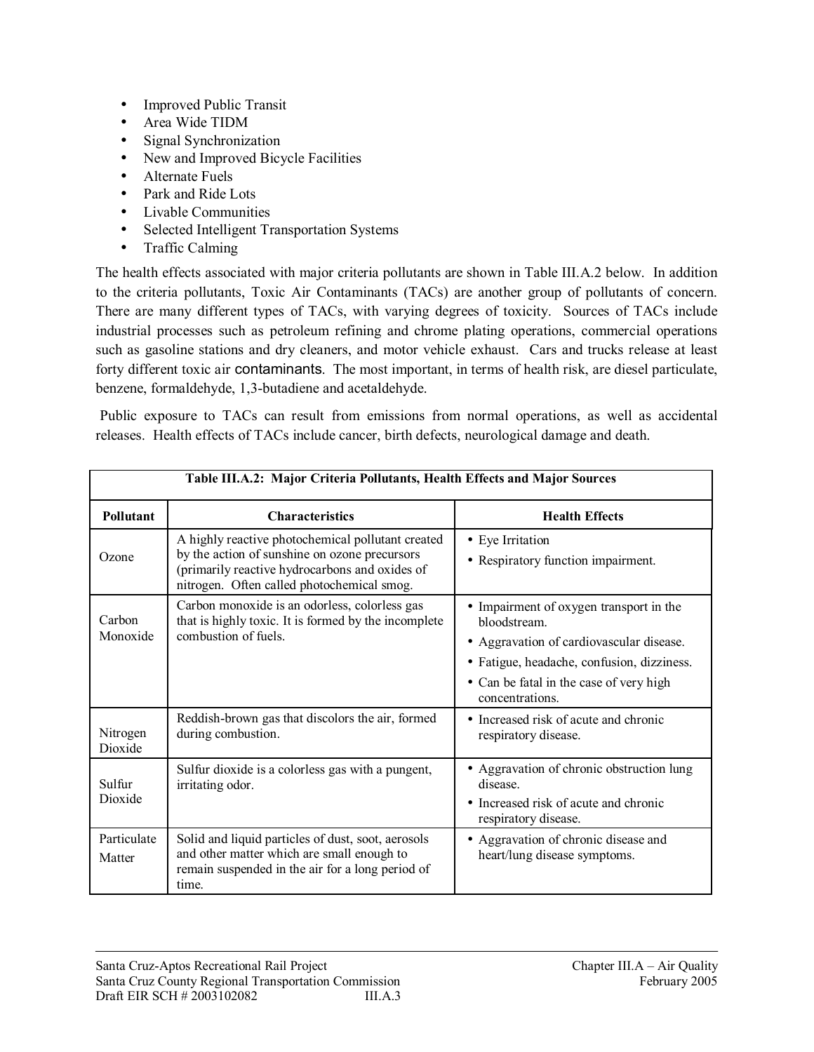- Improved Public Transit
- Area Wide TIDM
- Signal Synchronization
- New and Improved Bicycle Facilities
- Alternate Fuels
- Park and Ride Lots
- Livable Communities
- Selected Intelligent Transportation Systems
- Traffic Calming

The health effects associated with major criteria pollutants are shown in Table III.A.2 below. In addition to the criteria pollutants, Toxic Air Contaminants (TACs) are another group of pollutants of concern. There are many different types of TACs, with varying degrees of toxicity. Sources of TACs include industrial processes such as petroleum refining and chrome plating operations, commercial operations such as gasoline stations and dry cleaners, and motor vehicle exhaust. Cars and trucks release at least forty different toxic air contaminants. The most important, in terms of health risk, are diesel particulate, benzene, formaldehyde, 1,3-butadiene and acetaldehyde.

Public exposure to TACs can result from emissions from normal operations, as well as accidental releases. Health effects of TACs include cancer, birth defects, neurological damage and death.

| Table III.A.2: Major Criteria Pollutants, Health Effects and Major Sources | | |
|---|---|---|
| **Pollutant** | **Characteristics** | **Health Effects** |
| Ozone | A highly reactive photochemical pollutant created by the action of sunshine on ozone precursors (primarily reactive hydrocarbons and oxides of nitrogen. Often called photochemical smog. | • Eye Irritation<br>• Respiratory function impairment. |
| Carbon Monoxide | Carbon monoxide is an odorless, colorless gas that is highly toxic. It is formed by the incomplete combustion of fuels. | • Impairment of oxygen transport in the bloodstream.<br>• Aggravation of cardiovascular disease.<br>• Fatigue, headache, confusion, dizziness.<br>• Can be fatal in the case of very high concentrations. |
| Nitrogen Dioxide | Reddish-brown gas that discolors the air, formed during combustion. | • Increased risk of acute and chronic respiratory disease. |
| Sulfur Dioxide | Sulfur dioxide is a colorless gas with a pungent, irritating odor. | • Aggravation of chronic obstruction lung disease.<br>• Increased risk of acute and chronic respiratory disease. |
| Particulate Matter | Solid and liquid particles of dust, soot, aerosols and other matter which are small enough to remain suspended in the air for a long period of time. | • Aggravation of chronic disease and heart/lung disease symptoms. |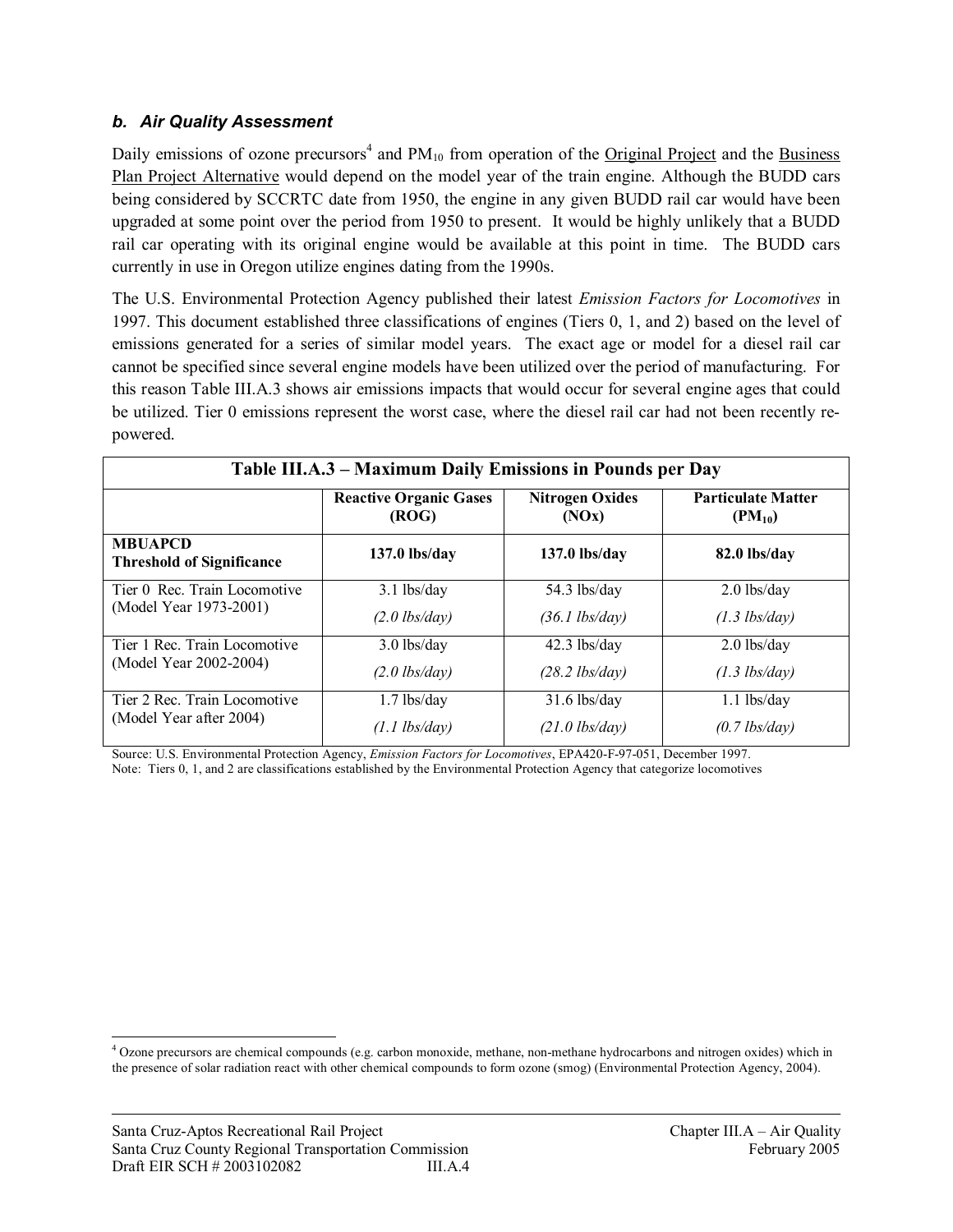### *b. Air Quality Assessment*

Daily emissions of ozone precursors[4] and $PM_{10}$ from operation of the Original Project and the Business Plan Project Alternative would depend on the model year of the train engine. Although the BUDD cars being considered by SCCRTC date from 1950, the engine in any given BUDD rail car would have been upgraded at some point over the period from 1950 to present. It would be highly unlikely that a BUDD rail car operating with its original engine would be available at this point in time. The BUDD cars currently in use in Oregon utilize engines dating from the 1990s.

The U.S. Environmental Protection Agency published their latest *Emission Factors for Locomotives* in 1997. This document established three classifications of engines (Tiers 0, 1, and 2) based on the level of emissions generated for a series of similar model years. The exact age or model for a diesel rail car cannot be specified since several engine models have been utilized over the period of manufacturing. For this reason Table III.A.3 shows air emissions impacts that would occur for several engine ages that could be utilized. Tier 0 emissions represent the worst case, where the diesel rail car had not been recently re-powered.

**Table III.A.3 – Maximum Daily Emissions in Pounds per Day**

| | Reactive Organic Gases (ROG) | Nitrogen Oxides (NOx) | Particulate Matter ($PM_{10}$) |
|---|---|---|---|
| **MBUAPCD Threshold of Significance** | **137.0 lbs/day** | **137.0 lbs/day** | **82.0 lbs/day** |
| Tier 0 Rec. Train Locomotive (Model Year 1973-2001) | 3.1 lbs/day *(2.0 lbs/day)* | 54.3 lbs/day *(36.1 lbs/day)* | 2.0 lbs/day *(1.3 lbs/day)* |
| Tier 1 Rec. Train Locomotive (Model Year 2002-2004) | 3.0 lbs/day *(2.0 lbs/day)* | 42.3 lbs/day *(28.2 lbs/day)* | 2.0 lbs/day *(1.3 lbs/day)* |
| Tier 2 Rec. Train Locomotive (Model Year after 2004) | 1.7 lbs/day *(1.1 lbs/day)* | 31.6 lbs/day *(21.0 lbs/day)* | 1.1 lbs/day *(0.7 lbs/day)* |

Source: U.S. Environmental Protection Agency, *Emission Factors for Locomotives*, EPA420-F-97-051, December 1997.
Note: Tiers 0, 1, and 2 are classifications established by the Environmental Protection Agency that categorize locomotives

[4] Ozone precursors are chemical compounds (e.g. carbon monoxide, methane, non-methane hydrocarbons and nitrogen oxides) which in the presence of solar radiation react with other chemical compounds to form ozone (smog) (Environmental Protection Agency, 2004).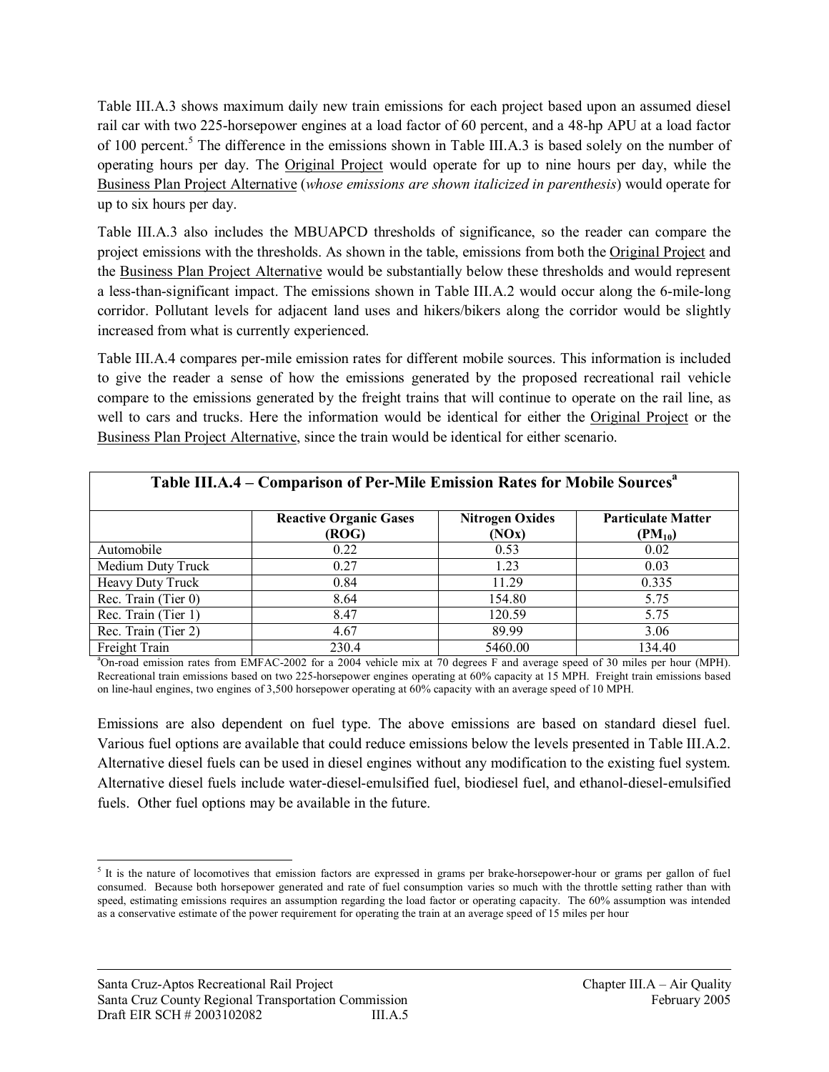Table III.A.3 shows maximum daily new train emissions for each project based upon an assumed diesel rail car with two 225-horsepower engines at a load factor of 60 percent, and a 48-hp APU at a load factor of 100 percent.[5] The difference in the emissions shown in Table III.A.3 is based solely on the number of operating hours per day. The Original Project would operate for up to nine hours per day, while the Business Plan Project Alternative (*whose emissions are shown italicized in parenthesis*) would operate for up to six hours per day.

Table III.A.3 also includes the MBUAPCD thresholds of significance, so the reader can compare the project emissions with the thresholds. As shown in the table, emissions from both the Original Project and the Business Plan Project Alternative would be substantially below these thresholds and would represent a less-than-significant impact. The emissions shown in Table III.A.2 would occur along the 6-mile-long corridor. Pollutant levels for adjacent land uses and hikers/bikers along the corridor would be slightly increased from what is currently experienced.

Table III.A.4 compares per-mile emission rates for different mobile sources. This information is included to give the reader a sense of how the emissions generated by the proposed recreational rail vehicle compare to the emissions generated by the freight trains that will continue to operate on the rail line, as well to cars and trucks. Here the information would be identical for either the Original Project or the Business Plan Project Alternative, since the train would be identical for either scenario.

**Table III.A.4 – Comparison of Per-Mile Emission Rates for Mobile Sources[a]**

| | Reactive Organic Gases (ROG) | Nitrogen Oxides (NOx) | Particulate Matter ($PM_{10}$) |
|---|---|---|---|
| Automobile | 0.22 | 0.53 | 0.02 |
| Medium Duty Truck | 0.27 | 1.23 | 0.03 |
| Heavy Duty Truck | 0.84 | 11.29 | 0.335 |
| Rec. Train (Tier 0) | 8.64 | 154.80 | 5.75 |
| Rec. Train (Tier 1) | 8.47 | 120.59 | 5.75 |
| Rec. Train (Tier 2) | 4.67 | 89.99 | 3.06 |
| Freight Train | 230.4 | 5460.00 | 134.40 |

[a]On-road emission rates from EMFAC-2002 for a 2004 vehicle mix at 70 degrees F and average speed of 30 miles per hour (MPH). Recreational train emissions based on two 225-horsepower engines operating at 60% capacity at 15 MPH. Freight train emissions based on line-haul engines, two engines of 3,500 horsepower operating at 60% capacity with an average speed of 10 MPH.

Emissions are also dependent on fuel type. The above emissions are based on standard diesel fuel. Various fuel options are available that could reduce emissions below the levels presented in Table III.A.2. Alternative diesel fuels can be used in diesel engines without any modification to the existing fuel system. Alternative diesel fuels include water-diesel-emulsified fuel, biodiesel fuel, and ethanol-diesel-emulsified fuels. Other fuel options may be available in the future.

---

[5] It is the nature of locomotives that emission factors are expressed in grams per brake-horsepower-hour or grams per gallon of fuel consumed. Because both horsepower generated and rate of fuel consumption varies so much with the throttle setting rather than with speed, estimating emissions requires an assumption regarding the load factor or operating capacity. The 60% assumption was intended as a conservative estimate of the power requirement for operating the train at an average speed of 15 miles per hour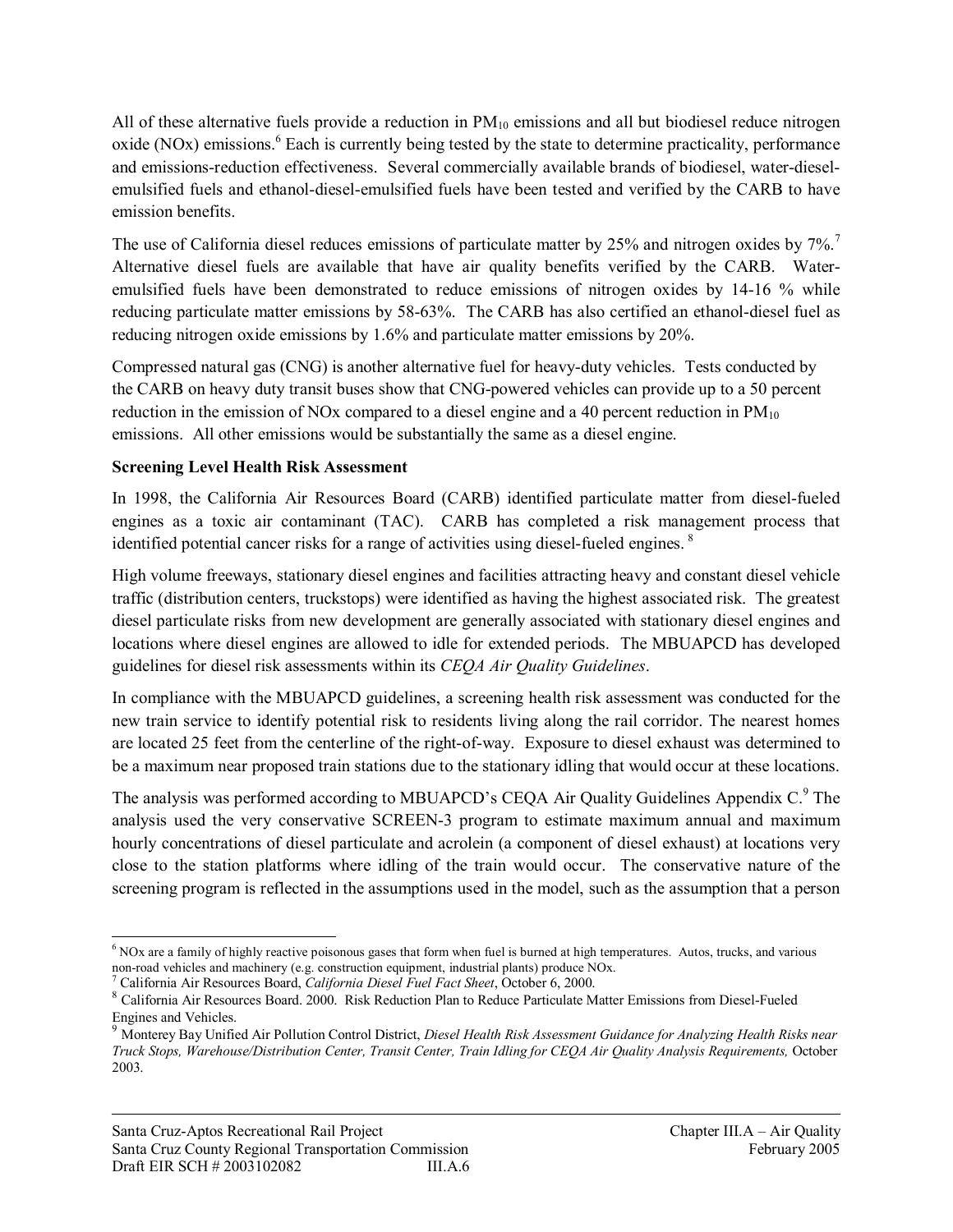All of these alternative fuels provide a reduction in $PM_{10}$ emissions and all but biodiesel reduce nitrogen oxide (NOx) emissions.[6] Each is currently being tested by the state to determine practicality, performance and emissions-reduction effectiveness. Several commercially available brands of biodiesel, water-diesel-emulsified fuels and ethanol-diesel-emulsified fuels have been tested and verified by the CARB to have emission benefits.

The use of California diesel reduces emissions of particulate matter by 25% and nitrogen oxides by 7%.[7] Alternative diesel fuels are available that have air quality benefits verified by the CARB. Water-emulsified fuels have been demonstrated to reduce emissions of nitrogen oxides by 14-16 % while reducing particulate matter emissions by 58-63%. The CARB has also certified an ethanol-diesel fuel as reducing nitrogen oxide emissions by 1.6% and particulate matter emissions by 20%.

Compressed natural gas (CNG) is another alternative fuel for heavy-duty vehicles. Tests conducted by the CARB on heavy duty transit buses show that CNG-powered vehicles can provide up to a 50 percent reduction in the emission of NOx compared to a diesel engine and a 40 percent reduction in $PM_{10}$ emissions. All other emissions would be substantially the same as a diesel engine.

**Screening Level Health Risk Assessment**

In 1998, the California Air Resources Board (CARB) identified particulate matter from diesel-fueled engines as a toxic air contaminant (TAC). CARB has completed a risk management process that identified potential cancer risks for a range of activities using diesel-fueled engines. [8]

High volume freeways, stationary diesel engines and facilities attracting heavy and constant diesel vehicle traffic (distribution centers, truckstops) were identified as having the highest associated risk. The greatest diesel particulate risks from new development are generally associated with stationary diesel engines and locations where diesel engines are allowed to idle for extended periods. The MBUAPCD has developed guidelines for diesel risk assessments within its *CEQA Air Quality Guidelines*.

In compliance with the MBUAPCD guidelines, a screening health risk assessment was conducted for the new train service to identify potential risk to residents living along the rail corridor. The nearest homes are located 25 feet from the centerline of the right-of-way. Exposure to diesel exhaust was determined to be a maximum near proposed train stations due to the stationary idling that would occur at these locations.

The analysis was performed according to MBUAPCD's CEQA Air Quality Guidelines Appendix C.[9] The analysis used the very conservative SCREEN-3 program to estimate maximum annual and maximum hourly concentrations of diesel particulate and acrolein (a component of diesel exhaust) at locations very close to the station platforms where idling of the train would occur. The conservative nature of the screening program is reflected in the assumptions used in the model, such as the assumption that a person

---

[6] NOx are a family of highly reactive poisonous gases that form when fuel is burned at high temperatures. Autos, trucks, and various non-road vehicles and machinery (e.g. construction equipment, industrial plants) produce NOx.

[7] California Air Resources Board, *California Diesel Fuel Fact Sheet*, October 6, 2000.

[8] California Air Resources Board. 2000. Risk Reduction Plan to Reduce Particulate Matter Emissions from Diesel-Fueled Engines and Vehicles.

[9] Monterey Bay Unified Air Pollution Control District, *Diesel Health Risk Assessment Guidance for Analyzing Health Risks near Truck Stops, Warehouse/Distribution Center, Transit Center, Train Idling for CEQA Air Quality Analysis Requirements,* October 2003.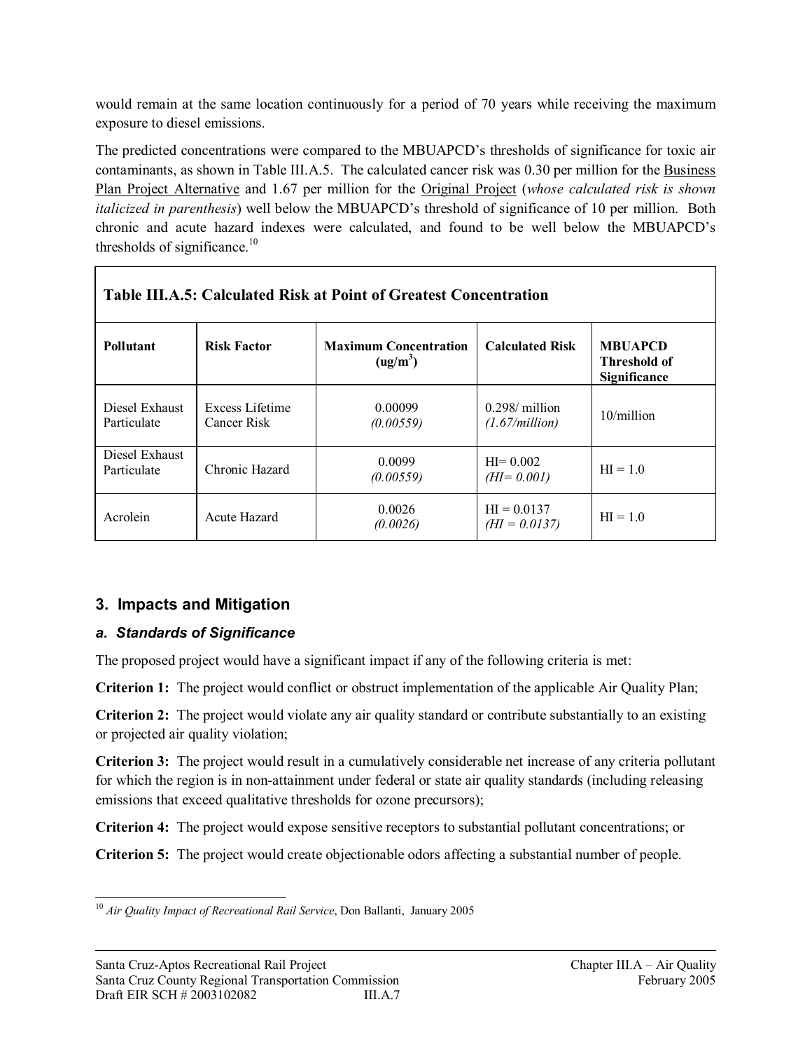would remain at the same location continuously for a period of 70 years while receiving the maximum exposure to diesel emissions.

The predicted concentrations were compared to the MBUAPCD's thresholds of significance for toxic air contaminants, as shown in Table III.A.5. The calculated cancer risk was 0.30 per million for the Business Plan Project Alternative and 1.67 per million for the Original Project (*whose calculated risk is shown italicized in parenthesis*) well below the MBUAPCD's threshold of significance of 10 per million. Both chronic and acute hazard indexes were calculated, and found to be well below the MBUAPCD's thresholds of significance.[10]

**Table III.A.5: Calculated Risk at Point of Greatest Concentration**

| Pollutant | Risk Factor | Maximum Concentration ($ug/m^3$) | Calculated Risk | MBUAPCD Threshold of Significance |
|---|---|---|---|---|
| Diesel Exhaust Particulate | Excess Lifetime Cancer Risk | 0.00099 *(0.00559)* | 0.298/ million *(1.67/million)* | 10/million |
| Diesel Exhaust Particulate | Chronic Hazard | 0.0099 *(0.00559)* | HI= 0.002 *(HI= 0.001)* | HI = 1.0 |
| Acrolein | Acute Hazard | 0.0026 *(0.0026)* | HI = 0.0137 *(HI = 0.0137)* | HI = 1.0 |

## 3. Impacts and Mitigation

### *a. Standards of Significance*

The proposed project would have a significant impact if any of the following criteria is met:

**Criterion 1:** The project would conflict or obstruct implementation of the applicable Air Quality Plan;

**Criterion 2:** The project would violate any air quality standard or contribute substantially to an existing or projected air quality violation;

**Criterion 3:** The project would result in a cumulatively considerable net increase of any criteria pollutant for which the region is in non-attainment under federal or state air quality standards (including releasing emissions that exceed qualitative thresholds for ozone precursors);

**Criterion 4:** The project would expose sensitive receptors to substantial pollutant concentrations; or

**Criterion 5:** The project would create objectionable odors affecting a substantial number of people.

[10] *Air Quality Impact of Recreational Rail Service*, Don Ballanti, January 2005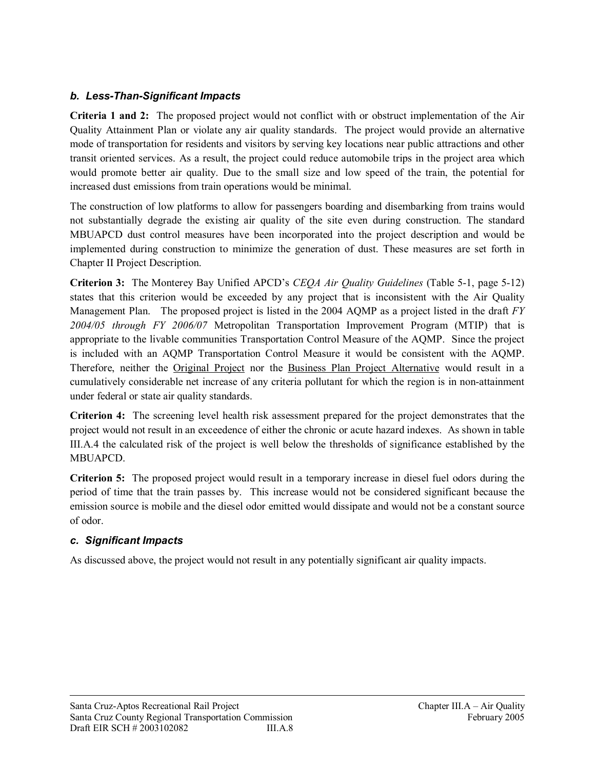### *b. Less-Than-Significant Impacts*

**Criteria 1 and 2:** The proposed project would not conflict with or obstruct implementation of the Air Quality Attainment Plan or violate any air quality standards. The project would provide an alternative mode of transportation for residents and visitors by serving key locations near public attractions and other transit oriented services. As a result, the project could reduce automobile trips in the project area which would promote better air quality. Due to the small size and low speed of the train, the potential for increased dust emissions from train operations would be minimal.

The construction of low platforms to allow for passengers boarding and disembarking from trains would not substantially degrade the existing air quality of the site even during construction. The standard MBUAPCD dust control measures have been incorporated into the project description and would be implemented during construction to minimize the generation of dust. These measures are set forth in Chapter II Project Description.

**Criterion 3:** The Monterey Bay Unified APCD's *CEQA Air Quality Guidelines* (Table 5-1, page 5-12) states that this criterion would be exceeded by any project that is inconsistent with the Air Quality Management Plan. The proposed project is listed in the 2004 AQMP as a project listed in the draft *FY 2004/05 through FY 2006/07* Metropolitan Transportation Improvement Program (MTIP) that is appropriate to the livable communities Transportation Control Measure of the AQMP. Since the project is included with an AQMP Transportation Control Measure it would be consistent with the AQMP. Therefore, neither the <u>Original Project</u> nor the <u>Business Plan Project Alternative</u> would result in a cumulatively considerable net increase of any criteria pollutant for which the region is in non-attainment under federal or state air quality standards.

**Criterion 4:** The screening level health risk assessment prepared for the project demonstrates that the project would not result in an exceedence of either the chronic or acute hazard indexes. As shown in table III.A.4 the calculated risk of the project is well below the thresholds of significance established by the MBUAPCD.

**Criterion 5:** The proposed project would result in a temporary increase in diesel fuel odors during the period of time that the train passes by. This increase would not be considered significant because the emission source is mobile and the diesel odor emitted would dissipate and would not be a constant source of odor.

### *c. Significant Impacts*

As discussed above, the project would not result in any potentially significant air quality impacts.